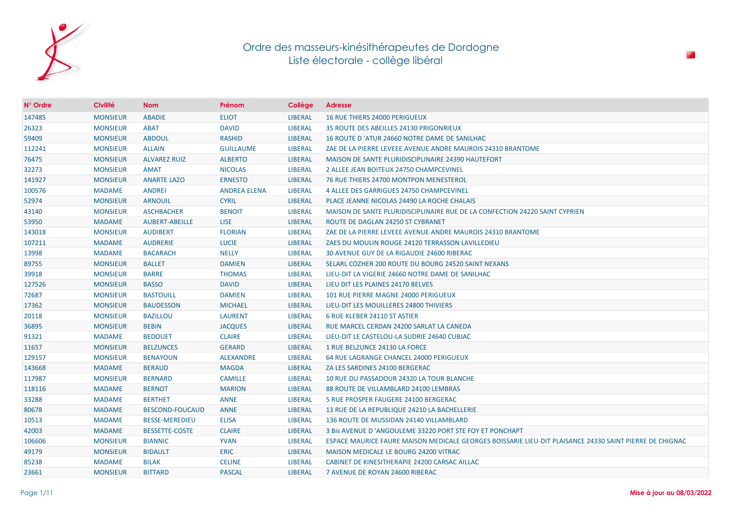# Ordre des masseurs-kinésithérapeutes de Dordogne
## Liste électorale - collège libéral

| N° Ordre | Civilité | Nom | Prénom | Collège | Adresse |
|---|---|---|---|---|---|
| 147485 | MONSIEUR | ABADIE | ELIOT | LIBERAL | 16 RUE THIERS 24000 PERIGUEUX |
| 26323 | MONSIEUR | ABAT | DAVID | LIBERAL | 35 ROUTE DES ABEILLES 24130 PRIGONRIEUX |
| 59409 | MONSIEUR | ABDOUL | RASHID | LIBERAL | 16 ROUTE D 'ATUR 24660 NOTRE DAME DE SANILHAC |
| 112241 | MONSIEUR | ALLAIN | GUILLAUME | LIBERAL | ZAE DE LA PIERRE LEVEEE AVENUE ANDRE MAUROIS 24310 BRANTOME |
| 76475 | MONSIEUR | ALVAREZ RUIZ | ALBERTO | LIBERAL | MAISON DE SANTE PLURIDISCIPLINAIRE 24390 HAUTEFORT |
| 32273 | MONSIEUR | AMAT | NICOLAS | LIBERAL | 2 ALLEE JEAN BOITEUX 24750 CHAMPCEVINEL |
| 141927 | MONSIEUR | ANARTE LAZO | ERNESTO | LIBERAL | 76 RUE THIERS 24700 MONTPON MENESTEROL |
| 100576 | MADAME | ANDREI | ANDREA ELENA | LIBERAL | 4 ALLEE DES GARRIGUES 24750 CHAMPCEVINEL |
| 52974 | MONSIEUR | ARNOUIL | CYRIL | LIBERAL | PLACE JEANNE NICOLAS 24490 LA ROCHE CHALAIS |
| 43140 | MONSIEUR | ASCHBACHER | BENOIT | LIBERAL | MAISON DE SANTE PLURIDISCIPLINAIRE RUE DE LA CONFECTION 24220 SAINT CYPRIEN |
| 53950 | MADAME | AUBERT-ABEILLE | LISE | LIBERAL | ROUTE DE DAGLAN 24250 ST CYBRANET |
| 143018 | MONSIEUR | AUDIBERT | FLORIAN | LIBERAL | ZAE DE LA PIERRE LEVEEE AVENUE ANDRE MAUROIS 24310 BRANTOME |
| 107211 | MADAME | AUDRERIE | LUCIE | LIBERAL | ZAES DU MOULIN ROUGE 24120 TERRASSON LAVILLEDIEU |
| 13998 | MADAME | BACARACH | NELLY | LIBERAL | 30 AVENUE GUY DE LA RIGAUDIE 24600 RIBERAC |
| 89755 | MONSIEUR | BALLET | DAMIEN | LIBERAL | SELARL COZHER 200 ROUTE DU BOURG 24520 SAINT NEXANS |
| 39918 | MONSIEUR | BARRE | THOMAS | LIBERAL | LIEU-DIT LA VIGERIE 24660 NOTRE DAME DE SANILHAC |
| 127526 | MONSIEUR | BASSO | DAVID | LIBERAL | LIEU DIT LES PLAINES 24170 BELVES |
| 72687 | MONSIEUR | BASTOUILL | DAMIEN | LIBERAL | 101 RUE PIERRE MAGNE 24000 PERIGUEUX |
| 17362 | MONSIEUR | BAUDESSON | MICHAEL | LIBERAL | LIEU-DIT LES MOUILLERES 24800 THIVIERS |
| 20118 | MONSIEUR | BAZILLOU | LAURENT | LIBERAL | 6 RUE KLEBER 24110 ST ASTIER |
| 36895 | MONSIEUR | BEBIN | JACQUES | LIBERAL | RUE MARCEL CERDAN 24200 SARLAT LA CANEDA |
| 91321 | MADAME | BEDOUET | CLAIRE | LIBERAL | LIEU-DIT LE CASTELOU-LA SUDRIE 24640 CUBJAC |
| 11657 | MONSIEUR | BELZUNCES | GERARD | LIBERAL | 1 RUE BELZUNCE 24130 LA FORCE |
| 129157 | MONSIEUR | BENAYOUN | ALEXANDRE | LIBERAL | 64 RUE LAGRANGE CHANCEL 24000 PERIGUEUX |
| 143668 | MADAME | BERAUD | MAGDA | LIBERAL | ZA LES SARDINES 24100 BERGERAC |
| 117987 | MONSIEUR | BERNARD | CAMILLE | LIBERAL | 10 RUE DU PASSADOUR 24320 LA TOUR BLANCHE |
| 118116 | MADAME | BERNOT | MARION | LIBERAL | 88 ROUTE DE VILLAMBLARD 24100 LEMBRAS |
| 33288 | MADAME | BERTHET | ANNE | LIBERAL | 5 RUE PROSPER FAUGERE 24100 BERGERAC |
| 80678 | MADAME | BESCOND-FOUCAUD | ANNE | LIBERAL | 13 RUE DE LA REPUBLIQUE 24210 LA BACHELLERIE |
| 10513 | MADAME | BESSE-MEREDIEU | ELISA | LIBERAL | 136 ROUTE DE MUSSIDAN 24140 VILLAMBLARD |
| 42003 | MADAME | BESSETTE-COSTE | CLAIRE | LIBERAL | 3 Bis AVENUE D 'ANGOULEME 33220 PORT STE FOY ET PONCHAPT |
| 106606 | MONSIEUR | BIANNIC | YVAN | LIBERAL | ESPACE MAURICE FAURE MAISON MEDICALE GEORGES BOISSARIE LIEU-DIT PLAISANCE 24330 SAINT PIERRE DE CHIGNAC |
| 49179 | MONSIEUR | BIDAULT | ERIC | LIBERAL | MAISON MEDICALE LE BOURG 24200 VITRAC |
| 85238 | MADAME | BILAK | CELINE | LIBERAL | CABINET DE KINESITHERAPIE 24200 CARSAC AILLAC |
| 23661 | MONSIEUR | BITTARD | PASCAL | LIBERAL | 7 AVENUE DE ROYAN 24600 RIBERAC |

**Mise à jour au 08/03/2022**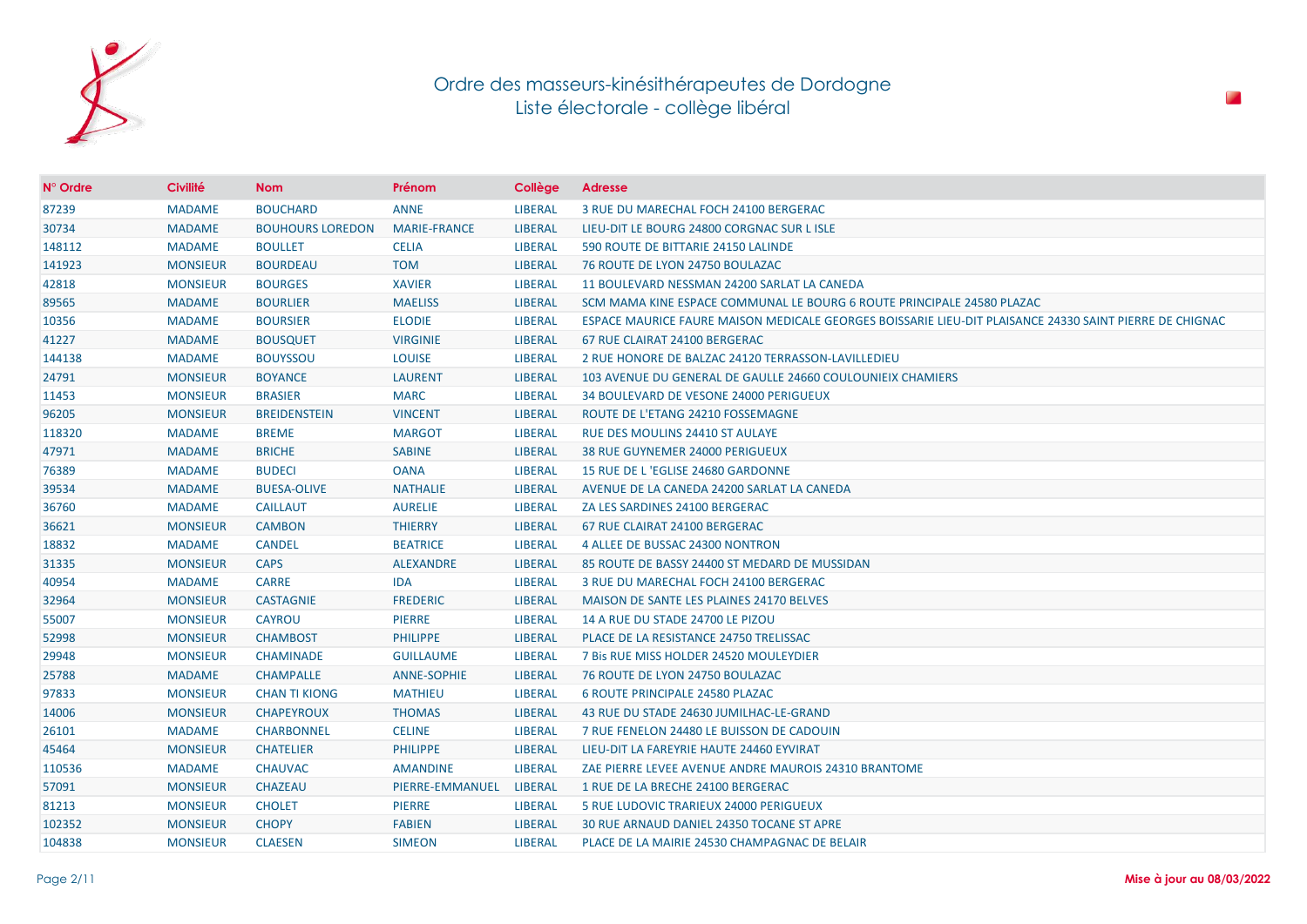# Ordre des masseurs-kinésithérapeutes de Dordogne
## Liste électorale - collège libéral

| N° Ordre | Civilité | Nom | Prénom | Collège | Adresse |
|---|---|---|---|---|---|
| 87239 | MADAME | BOUCHARD | ANNE | LIBERAL | 3 RUE DU MARECHAL FOCH 24100 BERGERAC |
| 30734 | MADAME | BOUHOURS LOREDON | MARIE-FRANCE | LIBERAL | LIEU-DIT LE BOURG 24800 CORGNAC SUR L ISLE |
| 148112 | MADAME | BOULLET | CELIA | LIBERAL | 590 ROUTE DE BITTARIE 24150 LALINDE |
| 141923 | MONSIEUR | BOURDEAU | TOM | LIBERAL | 76 ROUTE DE LYON 24750 BOULAZAC |
| 42818 | MONSIEUR | BOURGES | XAVIER | LIBERAL | 11 BOULEVARD NESSMAN 24200 SARLAT LA CANEDA |
| 89565 | MADAME | BOURLIER | MAELISS | LIBERAL | SCM MAMA KINE ESPACE COMMUNAL LE BOURG 6 ROUTE PRINCIPALE 24580 PLAZAC |
| 10356 | MADAME | BOURSIER | ELODIE | LIBERAL | ESPACE MAURICE FAURE MAISON MEDICALE GEORGES BOISSARIE LIEU-DIT PLAISANCE 24330 SAINT PIERRE DE CHIGNAC |
| 41227 | MADAME | BOUSQUET | VIRGINIE | LIBERAL | 67 RUE CLAIRAT 24100 BERGERAC |
| 144138 | MADAME | BOUYSSOU | LOUISE | LIBERAL | 2 RUE HONORE DE BALZAC 24120 TERRASSON-LAVILLEDIEU |
| 24791 | MONSIEUR | BOYANCE | LAURENT | LIBERAL | 103 AVENUE DU GENERAL DE GAULLE 24660 COULOUNIEIX CHAMIERS |
| 11453 | MONSIEUR | BRASIER | MARC | LIBERAL | 34 BOULEVARD DE VESONE 24000 PERIGUEUX |
| 96205 | MONSIEUR | BREIDENSTEIN | VINCENT | LIBERAL | ROUTE DE L'ETANG 24210 FOSSEMAGNE |
| 118320 | MADAME | BREME | MARGOT | LIBERAL | RUE DES MOULINS 24410 ST AULAYE |
| 47971 | MADAME | BRICHE | SABINE | LIBERAL | 38 RUE GUYNEMER 24000 PERIGUEUX |
| 76389 | MADAME | BUDECI | OANA | LIBERAL | 15 RUE DE L 'EGLISE 24680 GARDONNE |
| 39534 | MADAME | BUESA-OLIVE | NATHALIE | LIBERAL | AVENUE DE LA CANEDA 24200 SARLAT LA CANEDA |
| 36760 | MADAME | CAILLAUT | AURELIE | LIBERAL | ZA LES SARDINES 24100 BERGERAC |
| 36621 | MONSIEUR | CAMBON | THIERRY | LIBERAL | 67 RUE CLAIRAT 24100 BERGERAC |
| 18832 | MADAME | CANDEL | BEATRICE | LIBERAL | 4 ALLEE DE BUSSAC 24300 NONTRON |
| 31335 | MONSIEUR | CAPS | ALEXANDRE | LIBERAL | 85 ROUTE DE BASSY 24400 ST MEDARD DE MUSSIDAN |
| 40954 | MADAME | CARRE | IDA | LIBERAL | 3 RUE DU MARECHAL FOCH 24100 BERGERAC |
| 32964 | MONSIEUR | CASTAGNIE | FREDERIC | LIBERAL | MAISON DE SANTE LES PLAINES 24170 BELVES |
| 55007 | MONSIEUR | CAYROU | PIERRE | LIBERAL | 14 A RUE DU STADE 24700 LE PIZOU |
| 52998 | MONSIEUR | CHAMBOST | PHILIPPE | LIBERAL | PLACE DE LA RESISTANCE 24750 TRELISSAC |
| 29948 | MONSIEUR | CHAMINADE | GUILLAUME | LIBERAL | 7 Bis RUE MISS HOLDER 24520 MOULEYDIER |
| 25788 | MADAME | CHAMPALLE | ANNE-SOPHIE | LIBERAL | 76 ROUTE DE LYON 24750 BOULAZAC |
| 97833 | MONSIEUR | CHAN TI KIONG | MATHIEU | LIBERAL | 6 ROUTE PRINCIPALE 24580 PLAZAC |
| 14006 | MONSIEUR | CHAPEYROUX | THOMAS | LIBERAL | 43 RUE DU STADE 24630 JUMILHAC-LE-GRAND |
| 26101 | MADAME | CHARBONNEL | CELINE | LIBERAL | 7 RUE FENELON 24480 LE BUISSON DE CADOUIN |
| 45464 | MONSIEUR | CHATELIER | PHILIPPE | LIBERAL | LIEU-DIT LA FAREYRIE HAUTE 24460 EYVIRAT |
| 110536 | MADAME | CHAUVAC | AMANDINE | LIBERAL | ZAE PIERRE LEVEE AVENUE ANDRE MAUROIS 24310 BRANTOME |
| 57091 | MONSIEUR | CHAZEAU | PIERRE-EMMANUEL | LIBERAL | 1 RUE DE LA BRECHE 24100 BERGERAC |
| 81213 | MONSIEUR | CHOLET | PIERRE | LIBERAL | 5 RUE LUDOVIC TRARIEUX 24000 PERIGUEUX |
| 102352 | MONSIEUR | CHOPY | FABIEN | LIBERAL | 30 RUE ARNAUD DANIEL 24350 TOCANE ST APRE |
| 104838 | MONSIEUR | CLAESEN | SIMEON | LIBERAL | PLACE DE LA MAIRIE 24530 CHAMPAGNAC DE BELAIR |

**Mise à jour au 08/03/2022**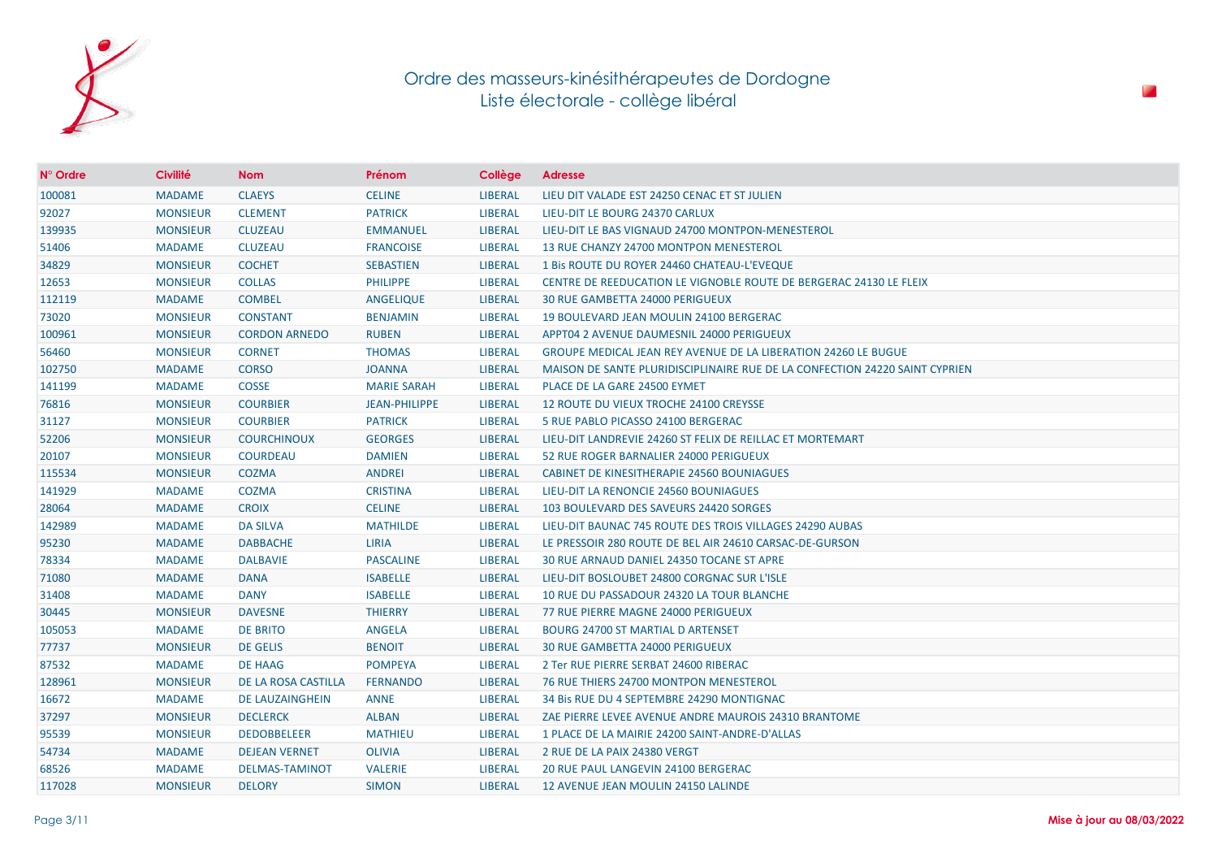# Ordre des masseurs-kinésithérapeutes de Dordogne
## Liste électorale - collège libéral

| N° Ordre | Civilité | Nom | Prénom | Collège | Adresse |
|---|---|---|---|---|---|
| 100081 | MADAME | CLAEYS | CELINE | LIBERAL | LIEU DIT VALADE EST 24250 CENAC ET ST JULIEN |
| 92027 | MONSIEUR | CLEMENT | PATRICK | LIBERAL | LIEU-DIT LE BOURG 24370 CARLUX |
| 139935 | MONSIEUR | CLUZEAU | EMMANUEL | LIBERAL | LIEU-DIT LE BAS VIGNAUD 24700 MONTPON-MENESTEROL |
| 51406 | MADAME | CLUZEAU | FRANCOISE | LIBERAL | 13 RUE CHANZY 24700 MONTPON MENESTEROL |
| 34829 | MONSIEUR | COCHET | SEBASTIEN | LIBERAL | 1 Bis ROUTE DU ROYER 24460 CHATEAU-L'EVEQUE |
| 12653 | MONSIEUR | COLLAS | PHILIPPE | LIBERAL | CENTRE DE REEDUCATION LE VIGNOBLE ROUTE DE BERGERAC 24130 LE FLEIX |
| 112119 | MADAME | COMBEL | ANGELIQUE | LIBERAL | 30 RUE GAMBETTA 24000 PERIGUEUX |
| 73020 | MONSIEUR | CONSTANT | BENJAMIN | LIBERAL | 19 BOULEVARD JEAN MOULIN 24100 BERGERAC |
| 100961 | MONSIEUR | CORDON ARNEDO | RUBEN | LIBERAL | APPT04 2 AVENUE DAUMESNIL 24000 PERIGUEUX |
| 56460 | MONSIEUR | CORNET | THOMAS | LIBERAL | GROUPE MEDICAL JEAN REY AVENUE DE LA LIBERATION 24260 LE BUGUE |
| 102750 | MADAME | CORSO | JOANNA | LIBERAL | MAISON DE SANTE PLURIDISCIPLINAIRE RUE DE LA CONFECTION 24220 SAINT CYPRIEN |
| 141199 | MADAME | COSSE | MARIE SARAH | LIBERAL | PLACE DE LA GARE 24500 EYMET |
| 76816 | MONSIEUR | COURBIER | JEAN-PHILIPPE | LIBERAL | 12 ROUTE DU VIEUX TROCHE 24100 CREYSSE |
| 31127 | MONSIEUR | COURBIER | PATRICK | LIBERAL | 5 RUE PABLO PICASSO 24100 BERGERAC |
| 52206 | MONSIEUR | COURCHINOUX | GEORGES | LIBERAL | LIEU-DIT LANDREVIE 24260 ST FELIX DE REILLAC ET MORTEMART |
| 20107 | MONSIEUR | COURDEAU | DAMIEN | LIBERAL | 52 RUE ROGER BARNALIER 24000 PERIGUEUX |
| 115534 | MONSIEUR | COZMA | ANDREI | LIBERAL | CABINET DE KINESITHERAPIE 24560 BOUNIAGUES |
| 141929 | MADAME | COZMA | CRISTINA | LIBERAL | LIEU-DIT LA RENONCIE 24560 BOUNIAGUES |
| 28064 | MADAME | CROIX | CELINE | LIBERAL | 103 BOULEVARD DES SAVEURS 24420 SORGES |
| 142989 | MADAME | DA SILVA | MATHILDE | LIBERAL | LIEU-DIT BAUNAC 745 ROUTE DES TROIS VILLAGES 24290 AUBAS |
| 95230 | MADAME | DABBACHE | LIRIA | LIBERAL | LE PRESSOIR 280 ROUTE DE BEL AIR 24610 CARSAC-DE-GURSON |
| 78334 | MADAME | DALBAVIE | PASCALINE | LIBERAL | 30 RUE ARNAUD DANIEL 24350 TOCANE ST APRE |
| 71080 | MADAME | DANA | ISABELLE | LIBERAL | LIEU-DIT BOSLOUBET 24800 CORGNAC SUR L'ISLE |
| 31408 | MADAME | DANY | ISABELLE | LIBERAL | 10 RUE DU PASSADOUR 24320 LA TOUR BLANCHE |
| 30445 | MONSIEUR | DAVESNE | THIERRY | LIBERAL | 77 RUE PIERRE MAGNE 24000 PERIGUEUX |
| 105053 | MADAME | DE BRITO | ANGELA | LIBERAL | BOURG 24700 ST MARTIAL D ARTENSET |
| 77737 | MONSIEUR | DE GELIS | BENOIT | LIBERAL | 30 RUE GAMBETTA 24000 PERIGUEUX |
| 87532 | MADAME | DE HAAG | POMPEYA | LIBERAL | 2 Ter RUE PIERRE SERBAT 24600 RIBERAC |
| 128961 | MONSIEUR | DE LA ROSA CASTILLA | FERNANDO | LIBERAL | 76 RUE THIERS 24700 MONTPON MENESTEROL |
| 16672 | MADAME | DE LAUZAINGHEIN | ANNE | LIBERAL | 34 Bis RUE DU 4 SEPTEMBRE 24290 MONTIGNAC |
| 37297 | MONSIEUR | DECLERCK | ALBAN | LIBERAL | ZAE PIERRE LEVEE AVENUE ANDRE MAUROIS 24310 BRANTOME |
| 95539 | MONSIEUR | DEDOBBELEER | MATHIEU | LIBERAL | 1 PLACE DE LA MAIRIE 24200 SAINT-ANDRE-D'ALLAS |
| 54734 | MADAME | DEJEAN VERNET | OLIVIA | LIBERAL | 2 RUE DE LA PAIX 24380 VERGT |
| 68526 | MADAME | DELMAS-TAMINOT | VALERIE | LIBERAL | 20 RUE PAUL LANGEVIN 24100 BERGERAC |
| 117028 | MONSIEUR | DELORY | SIMON | LIBERAL | 12 AVENUE JEAN MOULIN 24150 LALINDE |

**Mise à jour au 08/03/2022**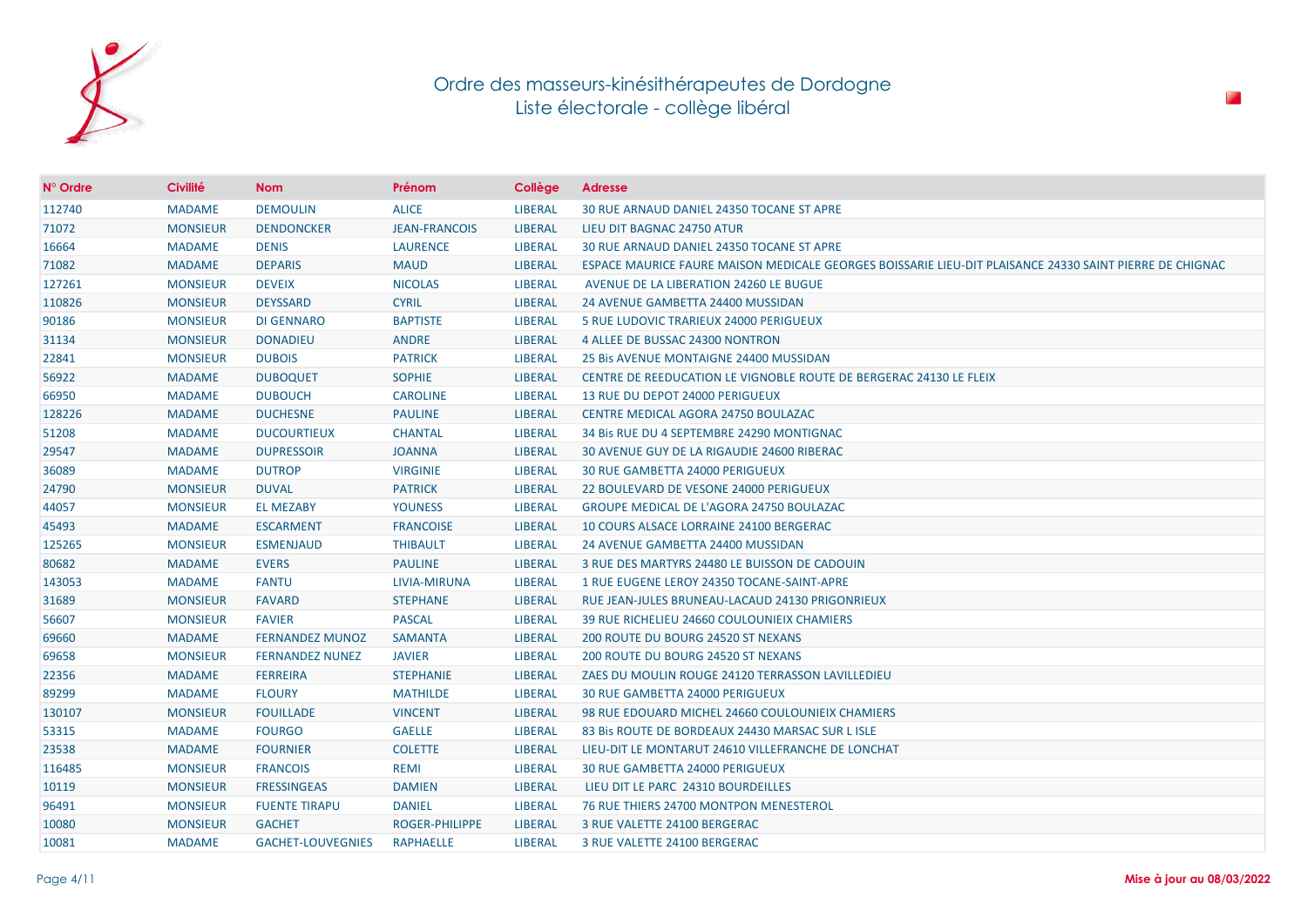# Ordre des masseurs-kinésithérapeutes de Dordogne
## Liste électorale - collège libéral

| N° Ordre | Civilité | Nom | Prénom | Collège | Adresse |
|---|---|---|---|---|---|
| 112740 | MADAME | DEMOULIN | ALICE | LIBERAL | 30 RUE ARNAUD DANIEL 24350 TOCANE ST APRE |
| 71072 | MONSIEUR | DENDONCKER | JEAN-FRANCOIS | LIBERAL | LIEU DIT BAGNAC 24750 ATUR |
| 16664 | MADAME | DENIS | LAURENCE | LIBERAL | 30 RUE ARNAUD DANIEL 24350 TOCANE ST APRE |
| 71082 | MADAME | DEPARIS | MAUD | LIBERAL | ESPACE MAURICE FAURE MAISON MEDICALE GEORGES BOISSARIE LIEU-DIT PLAISANCE 24330 SAINT PIERRE DE CHIGNAC |
| 127261 | MONSIEUR | DEVEIX | NICOLAS | LIBERAL | AVENUE DE LA LIBERATION 24260 LE BUGUE |
| 110826 | MONSIEUR | DEYSSARD | CYRIL | LIBERAL | 24 AVENUE GAMBETTA 24400 MUSSIDAN |
| 90186 | MONSIEUR | DI GENNARO | BAPTISTE | LIBERAL | 5 RUE LUDOVIC TRARIEUX 24000 PERIGUEUX |
| 31134 | MONSIEUR | DONADIEU | ANDRE | LIBERAL | 4 ALLEE DE BUSSAC 24300 NONTRON |
| 22841 | MONSIEUR | DUBOIS | PATRICK | LIBERAL | 25 Bis AVENUE MONTAIGNE 24400 MUSSIDAN |
| 56922 | MADAME | DUBOQUET | SOPHIE | LIBERAL | CENTRE DE REEDUCATION LE VIGNOBLE ROUTE DE BERGERAC 24130 LE FLEIX |
| 66950 | MADAME | DUBOUCH | CAROLINE | LIBERAL | 13 RUE DU DEPOT 24000 PERIGUEUX |
| 128226 | MADAME | DUCHESNE | PAULINE | LIBERAL | CENTRE MEDICAL AGORA 24750 BOULAZAC |
| 51208 | MADAME | DUCOURTIEUX | CHANTAL | LIBERAL | 34 Bis RUE DU 4 SEPTEMBRE 24290 MONTIGNAC |
| 29547 | MADAME | DUPRESSOIR | JOANNA | LIBERAL | 30 AVENUE GUY DE LA RIGAUDIE 24600 RIBERAC |
| 36089 | MADAME | DUTROP | VIRGINIE | LIBERAL | 30 RUE GAMBETTA 24000 PERIGUEUX |
| 24790 | MONSIEUR | DUVAL | PATRICK | LIBERAL | 22 BOULEVARD DE VESONE 24000 PERIGUEUX |
| 44057 | MONSIEUR | EL MEZABY | YOUNESS | LIBERAL | GROUPE MEDICAL DE L'AGORA 24750 BOULAZAC |
| 45493 | MADAME | ESCARMENT | FRANCOISE | LIBERAL | 10 COURS ALSACE LORRAINE 24100 BERGERAC |
| 125265 | MONSIEUR | ESMENJAUD | THIBAULT | LIBERAL | 24 AVENUE GAMBETTA 24400 MUSSIDAN |
| 80682 | MADAME | EVERS | PAULINE | LIBERAL | 3 RUE DES MARTYRS 24480 LE BUISSON DE CADOUIN |
| 143053 | MADAME | FANTU | LIVIA-MIRUNA | LIBERAL | 1 RUE EUGENE LEROY 24350 TOCANE-SAINT-APRE |
| 31689 | MONSIEUR | FAVARD | STEPHANE | LIBERAL | RUE JEAN-JULES BRUNEAU-LACAUD 24130 PRIGONRIEUX |
| 56607 | MONSIEUR | FAVIER | PASCAL | LIBERAL | 39 RUE RICHELIEU 24660 COULOUNIEIX CHAMIERS |
| 69660 | MADAME | FERNANDEZ MUNOZ | SAMANTA | LIBERAL | 200 ROUTE DU BOURG 24520 ST NEXANS |
| 69658 | MONSIEUR | FERNANDEZ NUNEZ | JAVIER | LIBERAL | 200 ROUTE DU BOURG 24520 ST NEXANS |
| 22356 | MADAME | FERREIRA | STEPHANIE | LIBERAL | ZAES DU MOULIN ROUGE 24120 TERRASSON LAVILLEDIEU |
| 89299 | MADAME | FLOURY | MATHILDE | LIBERAL | 30 RUE GAMBETTA 24000 PERIGUEUX |
| 130107 | MONSIEUR | FOUILLADE | VINCENT | LIBERAL | 98 RUE EDOUARD MICHEL 24660 COULOUNIEIX CHAMIERS |
| 53315 | MADAME | FOURGO | GAELLE | LIBERAL | 83 Bis ROUTE DE BORDEAUX 24430 MARSAC SUR L ISLE |
| 23538 | MADAME | FOURNIER | COLETTE | LIBERAL | LIEU-DIT LE MONTARUT 24610 VILLEFRANCHE DE LONCHAT |
| 116485 | MONSIEUR | FRANCOIS | REMI | LIBERAL | 30 RUE GAMBETTA 24000 PERIGUEUX |
| 10119 | MONSIEUR | FRESSINGEAS | DAMIEN | LIBERAL | LIEU DIT LE PARC 24310 BOURDEILLES |
| 96491 | MONSIEUR | FUENTE TIRAPU | DANIEL | LIBERAL | 76 RUE THIERS 24700 MONTPON MENESTEROL |
| 10080 | MONSIEUR | GACHET | ROGER-PHILIPPE | LIBERAL | 3 RUE VALETTE 24100 BERGERAC |
| 10081 | MADAME | GACHET-LOUVEGNIES | RAPHAELLE | LIBERAL | 3 RUE VALETTE 24100 BERGERAC |

**Mise à jour au 08/03/2022**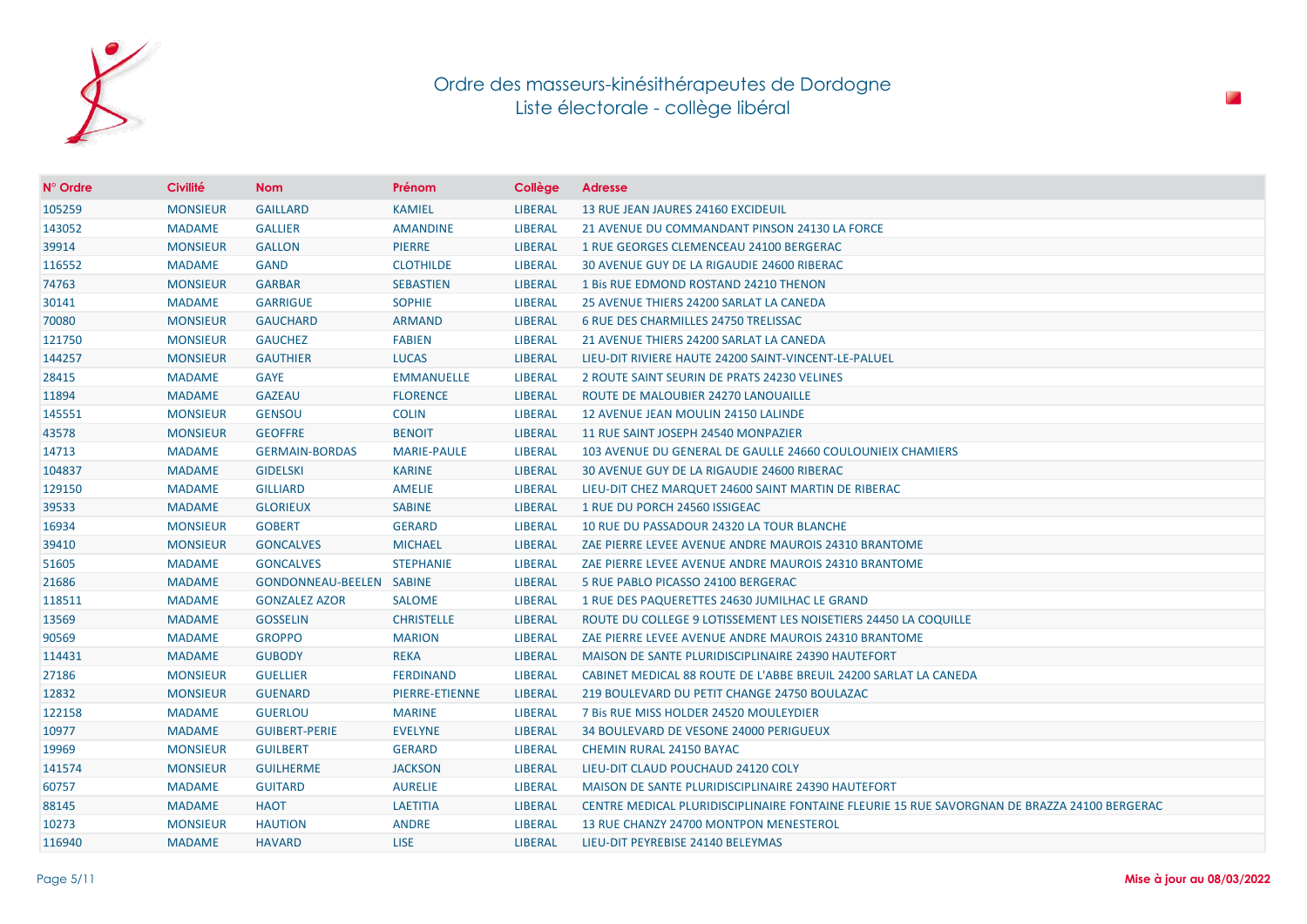# Ordre des masseurs-kinésithérapeutes de Dordogne
## Liste électorale - collège libéral

| N° Ordre | Civilité | Nom | Prénom | Collège | Adresse |
|---|---|---|---|---|---|
| 105259 | MONSIEUR | GAILLARD | KAMIEL | LIBERAL | 13 RUE JEAN JAURES 24160 EXCIDEUIL |
| 143052 | MADAME | GALLIER | AMANDINE | LIBERAL | 21 AVENUE DU COMMANDANT PINSON 24130 LA FORCE |
| 39914 | MONSIEUR | GALLON | PIERRE | LIBERAL | 1 RUE GEORGES CLEMENCEAU 24100 BERGERAC |
| 116552 | MADAME | GAND | CLOTHILDE | LIBERAL | 30 AVENUE GUY DE LA RIGAUDIE 24600 RIBERAC |
| 74763 | MONSIEUR | GARBAR | SEBASTIEN | LIBERAL | 1 Bis RUE EDMOND ROSTAND 24210 THENON |
| 30141 | MADAME | GARRIGUE | SOPHIE | LIBERAL | 25 AVENUE THIERS 24200 SARLAT LA CANEDA |
| 70080 | MONSIEUR | GAUCHARD | ARMAND | LIBERAL | 6 RUE DES CHARMILLES 24750 TRELISSAC |
| 121750 | MONSIEUR | GAUCHEZ | FABIEN | LIBERAL | 21 AVENUE THIERS 24200 SARLAT LA CANEDA |
| 144257 | MONSIEUR | GAUTHIER | LUCAS | LIBERAL | LIEU-DIT RIVIERE HAUTE 24200 SAINT-VINCENT-LE-PALUEL |
| 28415 | MADAME | GAYE | EMMANUELLE | LIBERAL | 2 ROUTE SAINT SEURIN DE PRATS 24230 VELINES |
| 11894 | MADAME | GAZEAU | FLORENCE | LIBERAL | ROUTE DE MALOUBIER 24270 LANOUAILLE |
| 145551 | MONSIEUR | GENSOU | COLIN | LIBERAL | 12 AVENUE JEAN MOULIN 24150 LALINDE |
| 43578 | MONSIEUR | GEOFFRE | BENOIT | LIBERAL | 11 RUE SAINT JOSEPH 24540 MONPAZIER |
| 14713 | MADAME | GERMAIN-BORDAS | MARIE-PAULE | LIBERAL | 103 AVENUE DU GENERAL DE GAULLE 24660 COULOUNIEIX CHAMIERS |
| 104837 | MADAME | GIDELSKI | KARINE | LIBERAL | 30 AVENUE GUY DE LA RIGAUDIE 24600 RIBERAC |
| 129150 | MADAME | GILLIARD | AMELIE | LIBERAL | LIEU-DIT CHEZ MARQUET 24600 SAINT MARTIN DE RIBERAC |
| 39533 | MADAME | GLORIEUX | SABINE | LIBERAL | 1 RUE DU PORCH 24560 ISSIGEAC |
| 16934 | MONSIEUR | GOBERT | GERARD | LIBERAL | 10 RUE DU PASSADOUR 24320 LA TOUR BLANCHE |
| 39410 | MONSIEUR | GONCALVES | MICHAEL | LIBERAL | ZAE PIERRE LEVEE AVENUE ANDRE MAUROIS 24310 BRANTOME |
| 51605 | MADAME | GONCALVES | STEPHANIE | LIBERAL | ZAE PIERRE LEVEE AVENUE ANDRE MAUROIS 24310 BRANTOME |
| 21686 | MADAME | GONDONNEAU-BEELEN | SABINE | LIBERAL | 5 RUE PABLO PICASSO 24100 BERGERAC |
| 118511 | MADAME | GONZALEZ AZOR | SALOME | LIBERAL | 1 RUE DES PAQUERETTES 24630 JUMILHAC LE GRAND |
| 13569 | MADAME | GOSSELIN | CHRISTELLE | LIBERAL | ROUTE DU COLLEGE 9 LOTISSEMENT LES NOISETIERS 24450 LA COQUILLE |
| 90569 | MADAME | GROPPO | MARION | LIBERAL | ZAE PIERRE LEVEE AVENUE ANDRE MAUROIS 24310 BRANTOME |
| 114431 | MADAME | GUBODY | REKA | LIBERAL | MAISON DE SANTE PLURIDISCIPLINAIRE 24390 HAUTEFORT |
| 27186 | MONSIEUR | GUELLIER | FERDINAND | LIBERAL | CABINET MEDICAL 88 ROUTE DE L'ABBE BREUIL 24200 SARLAT LA CANEDA |
| 12832 | MONSIEUR | GUENARD | PIERRE-ETIENNE | LIBERAL | 219 BOULEVARD DU PETIT CHANGE 24750 BOULAZAC |
| 122158 | MADAME | GUERLOU | MARINE | LIBERAL | 7 Bis RUE MISS HOLDER 24520 MOULEYDIER |
| 10977 | MADAME | GUIBERT-PERIE | EVELYNE | LIBERAL | 34 BOULEVARD DE VESONE 24000 PERIGUEUX |
| 19969 | MONSIEUR | GUILBERT | GERARD | LIBERAL | CHEMIN RURAL 24150 BAYAC |
| 141574 | MONSIEUR | GUILHERME | JACKSON | LIBERAL | LIEU-DIT CLAUD POUCHAUD 24120 COLY |
| 60757 | MADAME | GUITARD | AURELIE | LIBERAL | MAISON DE SANTE PLURIDISCIPLINAIRE 24390 HAUTEFORT |
| 88145 | MADAME | HAOT | LAETITIA | LIBERAL | CENTRE MEDICAL PLURIDISCIPLINAIRE FONTAINE FLEURIE 15 RUE SAVORGNAN DE BRAZZA 24100 BERGERAC |
| 10273 | MONSIEUR | HAUTION | ANDRE | LIBERAL | 13 RUE CHANZY 24700 MONTPON MENESTEROL |
| 116940 | MADAME | HAVARD | LISE | LIBERAL | LIEU-DIT PEYREBISE 24140 BELEYMAS |

**Mise à jour au 08/03/2022**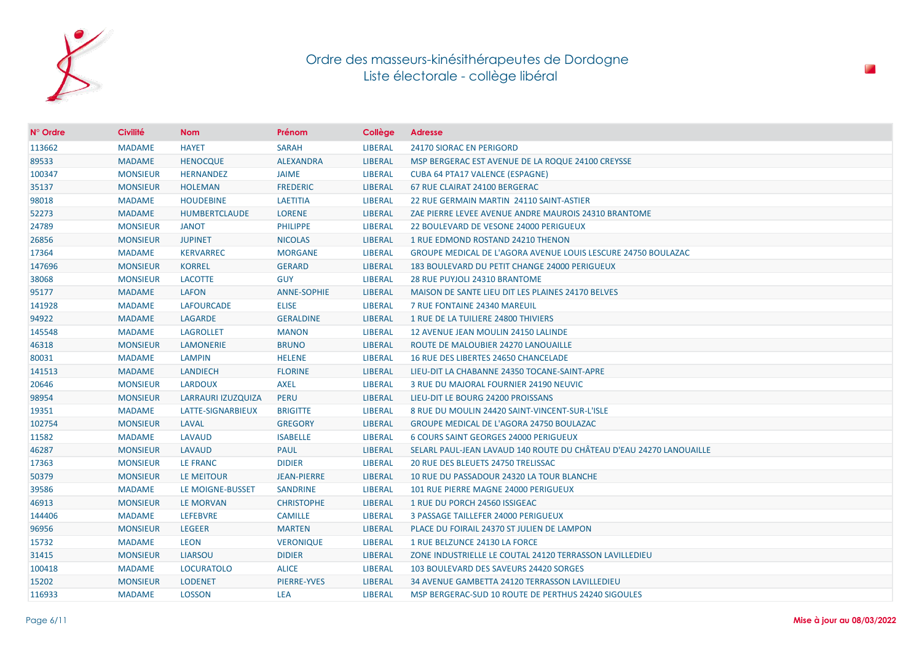# Ordre des masseurs-kinésithérapeutes de Dordogne
## Liste électorale - collège libéral

| N° Ordre | Civilité | Nom | Prénom | Collège | Adresse |
|---|---|---|---|---|---|
| 113662 | MADAME | HAYET | SARAH | LIBERAL | 24170 SIORAC EN PERIGORD |
| 89533 | MADAME | HENOCQUE | ALEXANDRA | LIBERAL | MSP BERGERAC EST AVENUE DE LA ROQUE 24100 CREYSSE |
| 100347 | MONSIEUR | HERNANDEZ | JAIME | LIBERAL | CUBA 64 PTA17 VALENCE (ESPAGNE) |
| 35137 | MONSIEUR | HOLEMAN | FREDERIC | LIBERAL | 67 RUE CLAIRAT 24100 BERGERAC |
| 98018 | MADAME | HOUDEBINE | LAETITIA | LIBERAL | 22 RUE GERMAIN MARTIN 24110 SAINT-ASTIER |
| 52273 | MADAME | HUMBERTCLAUDE | LORENE | LIBERAL | ZAE PIERRE LEVEE AVENUE ANDRE MAUROIS 24310 BRANTOME |
| 24789 | MONSIEUR | JANOT | PHILIPPE | LIBERAL | 22 BOULEVARD DE VESONE 24000 PERIGUEUX |
| 26856 | MONSIEUR | JUPINET | NICOLAS | LIBERAL | 1 RUE EDMOND ROSTAND 24210 THENON |
| 17364 | MADAME | KERVARREC | MORGANE | LIBERAL | GROUPE MEDICAL DE L'AGORA AVENUE LOUIS LESCURE 24750 BOULAZAC |
| 147696 | MONSIEUR | KORREL | GERARD | LIBERAL | 183 BOULEVARD DU PETIT CHANGE 24000 PERIGUEUX |
| 38068 | MONSIEUR | LACOTTE | GUY | LIBERAL | 28 RUE PUYJOLI 24310 BRANTOME |
| 95177 | MADAME | LAFON | ANNE-SOPHIE | LIBERAL | MAISON DE SANTE LIEU DIT LES PLAINES 24170 BELVES |
| 141928 | MADAME | LAFOURCADE | ELISE | LIBERAL | 7 RUE FONTAINE 24340 MAREUIL |
| 94922 | MADAME | LAGARDE | GERALDINE | LIBERAL | 1 RUE DE LA TUILIERE 24800 THIVIERS |
| 145548 | MADAME | LAGROLLET | MANON | LIBERAL | 12 AVENUE JEAN MOULIN 24150 LALINDE |
| 46318 | MONSIEUR | LAMONERIE | BRUNO | LIBERAL | ROUTE DE MALOUBIER 24270 LANOUAILLE |
| 80031 | MADAME | LAMPIN | HELENE | LIBERAL | 16 RUE DES LIBERTES 24650 CHANCELADE |
| 141513 | MADAME | LANDIECH | FLORINE | LIBERAL | LIEU-DIT LA CHABANNE 24350 TOCANE-SAINT-APRE |
| 20646 | MONSIEUR | LARDOUX | AXEL | LIBERAL | 3 RUE DU MAJORAL FOURNIER 24190 NEUVIC |
| 98954 | MONSIEUR | LARRAURI IZUZQUIZA | PERU | LIBERAL | LIEU-DIT LE BOURG 24200 PROISSANS |
| 19351 | MADAME | LATTE-SIGNARBIEUX | BRIGITTE | LIBERAL | 8 RUE DU MOULIN 24420 SAINT-VINCENT-SUR-L'ISLE |
| 102754 | MONSIEUR | LAVAL | GREGORY | LIBERAL | GROUPE MEDICAL DE L'AGORA 24750 BOULAZAC |
| 11582 | MADAME | LAVAUD | ISABELLE | LIBERAL | 6 COURS SAINT GEORGES 24000 PERIGUEUX |
| 46287 | MONSIEUR | LAVAUD | PAUL | LIBERAL | SELARL PAUL-JEAN LAVAUD 140 ROUTE DU CHÂTEAU D'EAU 24270 LANOUAILLE |
| 17363 | MONSIEUR | LE FRANC | DIDIER | LIBERAL | 20 RUE DES BLEUETS 24750 TRELISSAC |
| 50379 | MONSIEUR | LE MEITOUR | JEAN-PIERRE | LIBERAL | 10 RUE DU PASSADOUR 24320 LA TOUR BLANCHE |
| 39586 | MADAME | LE MOIGNE-BUSSET | SANDRINE | LIBERAL | 101 RUE PIERRE MAGNE 24000 PERIGUEUX |
| 46913 | MONSIEUR | LE MORVAN | CHRISTOPHE | LIBERAL | 1 RUE DU PORCH 24560 ISSIGEAC |
| 144406 | MADAME | LEFEBVRE | CAMILLE | LIBERAL | 3 PASSAGE TAILLEFER 24000 PERIGUEUX |
| 96956 | MONSIEUR | LEGEER | MARTEN | LIBERAL | PLACE DU FOIRAIL 24370 ST JULIEN DE LAMPON |
| 15732 | MADAME | LEON | VERONIQUE | LIBERAL | 1 RUE BELZUNCE 24130 LA FORCE |
| 31415 | MONSIEUR | LIARSOU | DIDIER | LIBERAL | ZONE INDUSTRIELLE LE COUTAL 24120 TERRASSON LAVILLEDIEU |
| 100418 | MADAME | LOCURATOLO | ALICE | LIBERAL | 103 BOULEVARD DES SAVEURS 24420 SORGES |
| 15202 | MONSIEUR | LODENET | PIERRE-YVES | LIBERAL | 34 AVENUE GAMBETTA 24120 TERRASSON LAVILLEDIEU |
| 116933 | MADAME | LOSSON | LEA | LIBERAL | MSP BERGERAC-SUD 10 ROUTE DE PERTHUS 24240 SIGOULES |

**Mise à jour au 08/03/2022**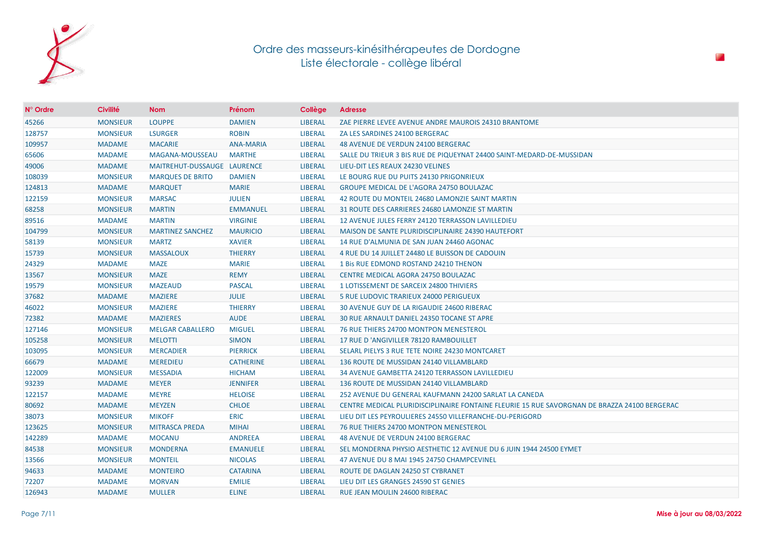# Ordre des masseurs-kinésithérapeutes de Dordogne
## Liste électorale - collège libéral

| N° Ordre | Civilité | Nom | Prénom | Collège | Adresse |
|---|---|---|---|---|---|
| 45266 | MONSIEUR | LOUPPE | DAMIEN | LIBERAL | ZAE PIERRE LEVEE AVENUE ANDRE MAUROIS 24310 BRANTOME |
| 128757 | MONSIEUR | LSURGER | ROBIN | LIBERAL | ZA LES SARDINES 24100 BERGERAC |
| 109957 | MADAME | MACARIE | ANA-MARIA | LIBERAL | 48 AVENUE DE VERDUN 24100 BERGERAC |
| 65606 | MADAME | MAGANA-MOUSSEAU | MARTHE | LIBERAL | SALLE DU TRIEUR 3 BIS RUE DE PIQUEYNAT 24400 SAINT-MEDARD-DE-MUSSIDAN |
| 49006 | MADAME | MAITREHUT-DUSSAUGE | LAURENCE | LIBERAL | LIEU-DIT LES REAUX 24230 VELINES |
| 108039 | MONSIEUR | MARQUES DE BRITO | DAMIEN | LIBERAL | LE BOURG RUE DU PUITS 24130 PRIGONRIEUX |
| 124813 | MADAME | MARQUET | MARIE | LIBERAL | GROUPE MEDICAL DE L'AGORA 24750 BOULAZAC |
| 122159 | MONSIEUR | MARSAC | JULIEN | LIBERAL | 42 ROUTE DU MONTEIL 24680 LAMONZIE SAINT MARTIN |
| 68258 | MONSIEUR | MARTIN | EMMANUEL | LIBERAL | 31 ROUTE DES CARRIERES 24680 LAMONZIE ST MARTIN |
| 89516 | MADAME | MARTIN | VIRGINIE | LIBERAL | 12 AVENUE JULES FERRY 24120 TERRASSON LAVILLEDIEU |
| 104799 | MONSIEUR | MARTINEZ SANCHEZ | MAURICIO | LIBERAL | MAISON DE SANTE PLURIDISCIPLINAIRE 24390 HAUTEFORT |
| 58139 | MONSIEUR | MARTZ | XAVIER | LIBERAL | 14 RUE D'ALMUNIA DE SAN JUAN 24460 AGONAC |
| 15739 | MONSIEUR | MASSALOUX | THIERRY | LIBERAL | 4 RUE DU 14 JUILLET 24480 LE BUISSON DE CADOUIN |
| 24329 | MADAME | MAZE | MARIE | LIBERAL | 1 Bis RUE EDMOND ROSTAND 24210 THENON |
| 13567 | MONSIEUR | MAZE | REMY | LIBERAL | CENTRE MEDICAL AGORA 24750 BOULAZAC |
| 19579 | MONSIEUR | MAZEAUD | PASCAL | LIBERAL | 1 LOTISSEMENT DE SARCEIX 24800 THIVIERS |
| 37682 | MADAME | MAZIERE | JULIE | LIBERAL | 5 RUE LUDOVIC TRARIEUX 24000 PERIGUEUX |
| 46022 | MONSIEUR | MAZIERE | THIERRY | LIBERAL | 30 AVENUE GUY DE LA RIGAUDIE 24600 RIBERAC |
| 72382 | MADAME | MAZIERES | AUDE | LIBERAL | 30 RUE ARNAULT DANIEL 24350 TOCANE ST APRE |
| 127146 | MONSIEUR | MELGAR CABALLERO | MIGUEL | LIBERAL | 76 RUE THIERS 24700 MONTPON MENESTEROL |
| 105258 | MONSIEUR | MELOTTI | SIMON | LIBERAL | 17 RUE D 'ANGIVILLER 78120 RAMBOUILLET |
| 103095 | MONSIEUR | MERCADIER | PIERRICK | LIBERAL | SELARL PIELYS 3 RUE TETE NOIRE 24230 MONTCARET |
| 66679 | MADAME | MEREDIEU | CATHERINE | LIBERAL | 136 ROUTE DE MUSSIDAN 24140 VILLAMBLARD |
| 122009 | MONSIEUR | MESSADIA | HICHAM | LIBERAL | 34 AVENUE GAMBETTA 24120 TERRASSON LAVILLEDIEU |
| 93239 | MADAME | MEYER | JENNIFER | LIBERAL | 136 ROUTE DE MUSSIDAN 24140 VILLAMBLARD |
| 122157 | MADAME | MEYRE | HELOISE | LIBERAL | 252 AVENUE DU GENERAL KAUFMANN 24200 SARLAT LA CANEDA |
| 80692 | MADAME | MEYZEN | CHLOE | LIBERAL | CENTRE MEDICAL PLURIDISCIPLINAIRE FONTAINE FLEURIE 15 RUE SAVORGNAN DE BRAZZA 24100 BERGERAC |
| 38073 | MONSIEUR | MIKOFF | ERIC | LIBERAL | LIEU DIT LES PEYROULIERES 24550 VILLEFRANCHE-DU-PERIGORD |
| 123625 | MONSIEUR | MITRASCA PREDA | MIHAI | LIBERAL | 76 RUE THIERS 24700 MONTPON MENESTEROL |
| 142289 | MADAME | MOCANU | ANDREEA | LIBERAL | 48 AVENUE DE VERDUN 24100 BERGERAC |
| 84538 | MONSIEUR | MONDERNA | EMANUELE | LIBERAL | SEL MONDERNA PHYSIO AESTHETIC 12 AVENUE DU 6 JUIN 1944 24500 EYMET |
| 13566 | MONSIEUR | MONTEIL | NICOLAS | LIBERAL | 47 AVENUE DU 8 MAI 1945 24750 CHAMPCEVINEL |
| 94633 | MADAME | MONTEIRO | CATARINA | LIBERAL | ROUTE DE DAGLAN 24250 ST CYBRANET |
| 72207 | MADAME | MORVAN | EMILIE | LIBERAL | LIEU DIT LES GRANGES 24590 ST GENIES |
| 126943 | MADAME | MULLER | ELINE | LIBERAL | RUE JEAN MOULIN 24600 RIBERAC |

**Mise à jour au 08/03/2022**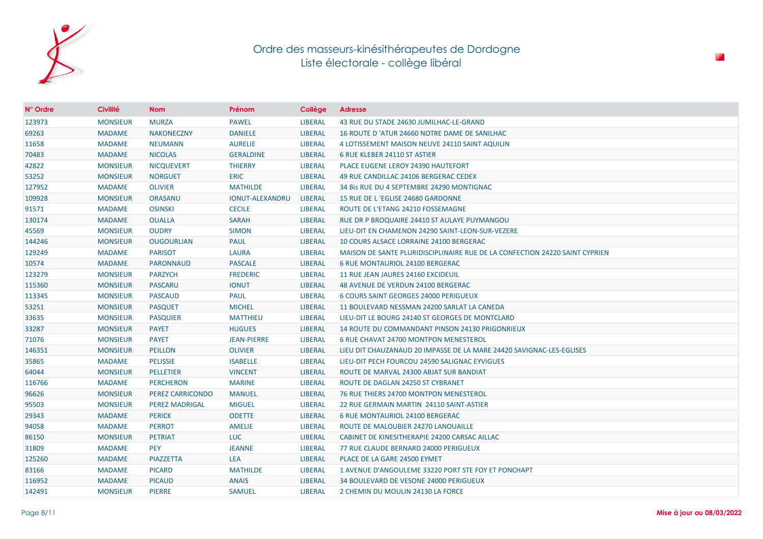# Ordre des masseurs-kinésithérapeutes de Dordogne
## Liste électorale - collège libéral

| N° Ordre | Civilité | Nom | Prénom | Collège | Adresse |
|---|---|---|---|---|---|
| 123973 | MONSIEUR | MURZA | PAWEL | LIBERAL | 43 RUE DU STADE 24630 JUMILHAC-LE-GRAND |
| 69263 | MADAME | NAKONECZNY | DANIELE | LIBERAL | 16 ROUTE D 'ATUR 24660 NOTRE DAME DE SANILHAC |
| 11658 | MADAME | NEUMANN | AURELIE | LIBERAL | 4 LOTISSEMENT MAISON NEUVE 24110 SAINT AQUILIN |
| 70483 | MADAME | NICOLAS | GERALDINE | LIBERAL | 6 RUE KLEBER 24110 ST ASTIER |
| 42822 | MONSIEUR | NICQUEVERT | THIERRY | LIBERAL | PLACE EUGENE LEROY 24390 HAUTEFORT |
| 53252 | MONSIEUR | NORGUET | ERIC | LIBERAL | 49 RUE CANDILLAC 24106 BERGERAC CEDEX |
| 127952 | MADAME | OLIVIER | MATHILDE | LIBERAL | 34 Bis RUE DU 4 SEPTEMBRE 24290 MONTIGNAC |
| 109928 | MONSIEUR | ORASANU | IONUT-ALEXANDRU | LIBERAL | 15 RUE DE L 'EGLISE 24680 GARDONNE |
| 91571 | MADAME | OSINSKI | CECILE | LIBERAL | ROUTE DE L'ETANG 24210 FOSSEMAGNE |
| 130174 | MADAME | OUALLA | SARAH | LIBERAL | RUE DR P BROQUAIRE 24410 ST AULAYE PUYMANGOU |
| 45569 | MONSIEUR | OUDRY | SIMON | LIBERAL | LIEU-DIT EN CHAMENON 24290 SAINT-LEON-SUR-VEZERE |
| 144246 | MONSIEUR | OUGOURLIAN | PAUL | LIBERAL | 10 COURS ALSACE LORRAINE 24100 BERGERAC |
| 129249 | MADAME | PARISOT | LAURA | LIBERAL | MAISON DE SANTE PLURIDISCIPLINAIRE RUE DE LA CONFECTION 24220 SAINT CYPRIEN |
| 10574 | MADAME | PARONNAUD | PASCALE | LIBERAL | 6 RUE MONTAURIOL 24100 BERGERAC |
| 123279 | MONSIEUR | PARZYCH | FREDERIC | LIBERAL | 11 RUE JEAN JAURES 24160 EXCIDEUIL |
| 115360 | MONSIEUR | PASCARU | IONUT | LIBERAL | 48 AVENUE DE VERDUN 24100 BERGERAC |
| 113345 | MONSIEUR | PASCAUD | PAUL | LIBERAL | 6 COURS SAINT GEORGES 24000 PERIGUEUX |
| 53251 | MONSIEUR | PASQUET | MICHEL | LIBERAL | 11 BOULEVARD NESSMAN 24200 SARLAT LA CANEDA |
| 33635 | MONSIEUR | PASQUIER | MATTHIEU | LIBERAL | LIEU-DIT LE BOURG 24140 ST GEORGES DE MONTCLARD |
| 33287 | MONSIEUR | PAYET | HUGUES | LIBERAL | 14 ROUTE DU COMMANDANT PINSON 24130 PRIGONRIEUX |
| 71076 | MONSIEUR | PAYET | JEAN-PIERRE | LIBERAL | 6 RUE CHAVAT 24700 MONTPON MENESTEROL |
| 146351 | MONSIEUR | PEILLON | OLIVIER | LIBERAL | LIEU DIT CHAUZANAUD 20 IMPASSE DE LA MARE 24420 SAVIGNAC-LES-EGLISES |
| 35865 | MADAME | PELISSIE | ISABELLE | LIBERAL | LIEU-DIT PECH FOURCOU 24590 SALIGNAC EYVIGUES |
| 64044 | MONSIEUR | PELLETIER | VINCENT | LIBERAL | ROUTE DE MARVAL 24300 ABJAT SUR BANDIAT |
| 116766 | MADAME | PERCHERON | MARINE | LIBERAL | ROUTE DE DAGLAN 24250 ST CYBRANET |
| 96626 | MONSIEUR | PEREZ CARRICONDO | MANUEL | LIBERAL | 76 RUE THIERS 24700 MONTPON MENESTEROL |
| 95503 | MONSIEUR | PEREZ MADRIGAL | MIGUEL | LIBERAL | 22 RUE GERMAIN MARTIN 24110 SAINT-ASTIER |
| 29343 | MADAME | PERICK | ODETTE | LIBERAL | 6 RUE MONTAURIOL 24100 BERGERAC |
| 94058 | MADAME | PERROT | AMELIE | LIBERAL | ROUTE DE MALOUBIER 24270 LANOUAILLE |
| 86150 | MONSIEUR | PETRIAT | LUC | LIBERAL | CABINET DE KINESITHERAPIE 24200 CARSAC AILLAC |
| 31809 | MADAME | PEY | JEANNE | LIBERAL | 77 RUE CLAUDE BERNARD 24000 PERIGUEUX |
| 125260 | MADAME | PIAZZETTA | LEA | LIBERAL | PLACE DE LA GARE 24500 EYMET |
| 83166 | MADAME | PICARD | MATHILDE | LIBERAL | 1 AVENUE D'ANGOULEME 33220 PORT STE FOY ET PONCHAPT |
| 116952 | MADAME | PICAUD | ANAIS | LIBERAL | 34 BOULEVARD DE VESONE 24000 PERIGUEUX |
| 142491 | MONSIEUR | PIERRE | SAMUEL | LIBERAL | 2 CHEMIN DU MOULIN 24130 LA FORCE |

**Mise à jour au 08/03/2022**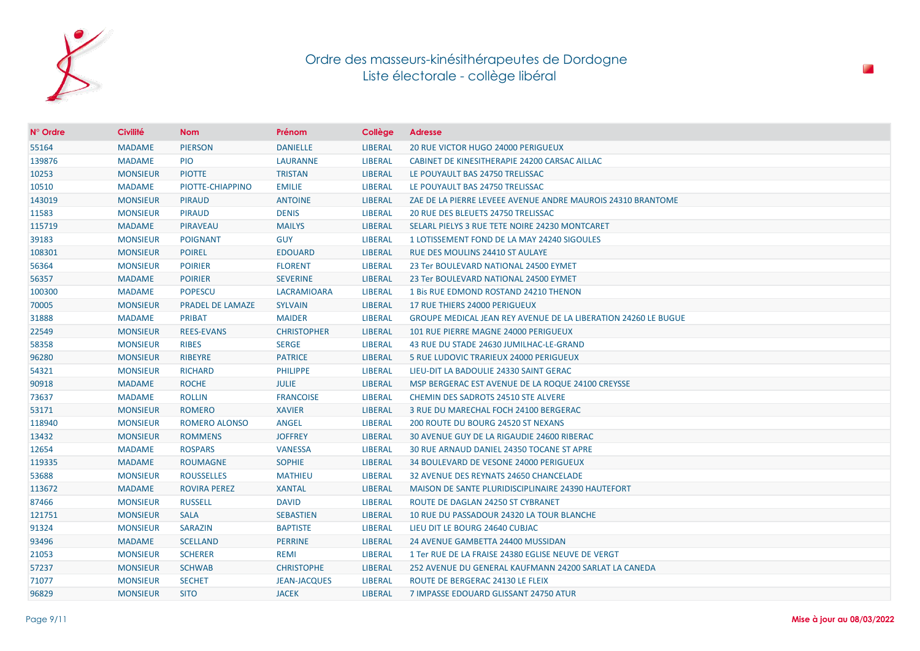# Ordre des masseurs-kinésithérapeutes de Dordogne
## Liste électorale - collège libéral

| N° Ordre | Civilité | Nom | Prénom | Collège | Adresse |
|---|---|---|---|---|---|
| 55164 | MADAME | PIERSON | DANIELLE | LIBERAL | 20 RUE VICTOR HUGO 24000 PERIGUEUX |
| 139876 | MADAME | PIO | LAURANNE | LIBERAL | CABINET DE KINESITHERAPIE 24200 CARSAC AILLAC |
| 10253 | MONSIEUR | PIOTTE | TRISTAN | LIBERAL | LE POUYAULT BAS 24750 TRELISSAC |
| 10510 | MADAME | PIOTTE-CHIAPPINO | EMILIE | LIBERAL | LE POUYAULT BAS 24750 TRELISSAC |
| 143019 | MONSIEUR | PIRAUD | ANTOINE | LIBERAL | ZAE DE LA PIERRE LEVEEE AVENUE ANDRE MAUROIS 24310 BRANTOME |
| 11583 | MONSIEUR | PIRAUD | DENIS | LIBERAL | 20 RUE DES BLEUETS 24750 TRELISSAC |
| 115719 | MADAME | PIRAVEAU | MAILYS | LIBERAL | SELARL PIELYS 3 RUE TETE NOIRE 24230 MONTCARET |
| 39183 | MONSIEUR | POIGNANT | GUY | LIBERAL | 1 LOTISSEMENT FOND DE LA MAY 24240 SIGOULES |
| 108301 | MONSIEUR | POIREL | EDOUARD | LIBERAL | RUE DES MOULINS 24410 ST AULAYE |
| 56364 | MONSIEUR | POIRIER | FLORENT | LIBERAL | 23 Ter BOULEVARD NATIONAL 24500 EYMET |
| 56357 | MADAME | POIRIER | SEVERINE | LIBERAL | 23 Ter BOULEVARD NATIONAL 24500 EYMET |
| 100300 | MADAME | POPESCU | LACRAMIOARA | LIBERAL | 1 Bis RUE EDMOND ROSTAND 24210 THENON |
| 70005 | MONSIEUR | PRADEL DE LAMAZE | SYLVAIN | LIBERAL | 17 RUE THIERS 24000 PERIGUEUX |
| 31888 | MADAME | PRIBAT | MAIDER | LIBERAL | GROUPE MEDICAL JEAN REY AVENUE DE LA LIBERATION 24260 LE BUGUE |
| 22549 | MONSIEUR | REES-EVANS | CHRISTOPHER | LIBERAL | 101 RUE PIERRE MAGNE 24000 PERIGUEUX |
| 58358 | MONSIEUR | RIBES | SERGE | LIBERAL | 43 RUE DU STADE 24630 JUMILHAC-LE-GRAND |
| 96280 | MONSIEUR | RIBEYRE | PATRICE | LIBERAL | 5 RUE LUDOVIC TRARIEUX 24000 PERIGUEUX |
| 54321 | MONSIEUR | RICHARD | PHILIPPE | LIBERAL | LIEU-DIT LA BADOULIE 24330 SAINT GERAC |
| 90918 | MADAME | ROCHE | JULIE | LIBERAL | MSP BERGERAC EST AVENUE DE LA ROQUE 24100 CREYSSE |
| 73637 | MADAME | ROLLIN | FRANCOISE | LIBERAL | CHEMIN DES SADROTS 24510 STE ALVERE |
| 53171 | MONSIEUR | ROMERO | XAVIER | LIBERAL | 3 RUE DU MARECHAL FOCH 24100 BERGERAC |
| 118940 | MONSIEUR | ROMERO ALONSO | ANGEL | LIBERAL | 200 ROUTE DU BOURG 24520 ST NEXANS |
| 13432 | MONSIEUR | ROMMENS | JOFFREY | LIBERAL | 30 AVENUE GUY DE LA RIGAUDIE 24600 RIBERAC |
| 12654 | MADAME | ROSPARS | VANESSA | LIBERAL | 30 RUE ARNAUD DANIEL 24350 TOCANE ST APRE |
| 119335 | MADAME | ROUMAGNE | SOPHIE | LIBERAL | 34 BOULEVARD DE VESONE 24000 PERIGUEUX |
| 53688 | MONSIEUR | ROUSSELLES | MATHIEU | LIBERAL | 32 AVENUE DES REYNATS 24650 CHANCELADE |
| 113672 | MADAME | ROVIRA PEREZ | XANTAL | LIBERAL | MAISON DE SANTE PLURIDISCIPLINAIRE 24390 HAUTEFORT |
| 87466 | MONSIEUR | RUSSELL | DAVID | LIBERAL | ROUTE DE DAGLAN 24250 ST CYBRANET |
| 121751 | MONSIEUR | SALA | SEBASTIEN | LIBERAL | 10 RUE DU PASSADOUR 24320 LA TOUR BLANCHE |
| 91324 | MONSIEUR | SARAZIN | BAPTISTE | LIBERAL | LIEU DIT LE BOURG 24640 CUBJAC |
| 93496 | MADAME | SCELLAND | PERRINE | LIBERAL | 24 AVENUE GAMBETTA 24400 MUSSIDAN |
| 21053 | MONSIEUR | SCHERER | REMI | LIBERAL | 1 Ter RUE DE LA FRAISE 24380 EGLISE NEUVE DE VERGT |
| 57237 | MONSIEUR | SCHWAB | CHRISTOPHE | LIBERAL | 252 AVENUE DU GENERAL KAUFMANN 24200 SARLAT LA CANEDA |
| 71077 | MONSIEUR | SECHET | JEAN-JACQUES | LIBERAL | ROUTE DE BERGERAC 24130 LE FLEIX |
| 96829 | MONSIEUR | SITO | JACEK | LIBERAL | 7 IMPASSE EDOUARD GLISSANT 24750 ATUR |

**Mise à jour au 08/03/2022**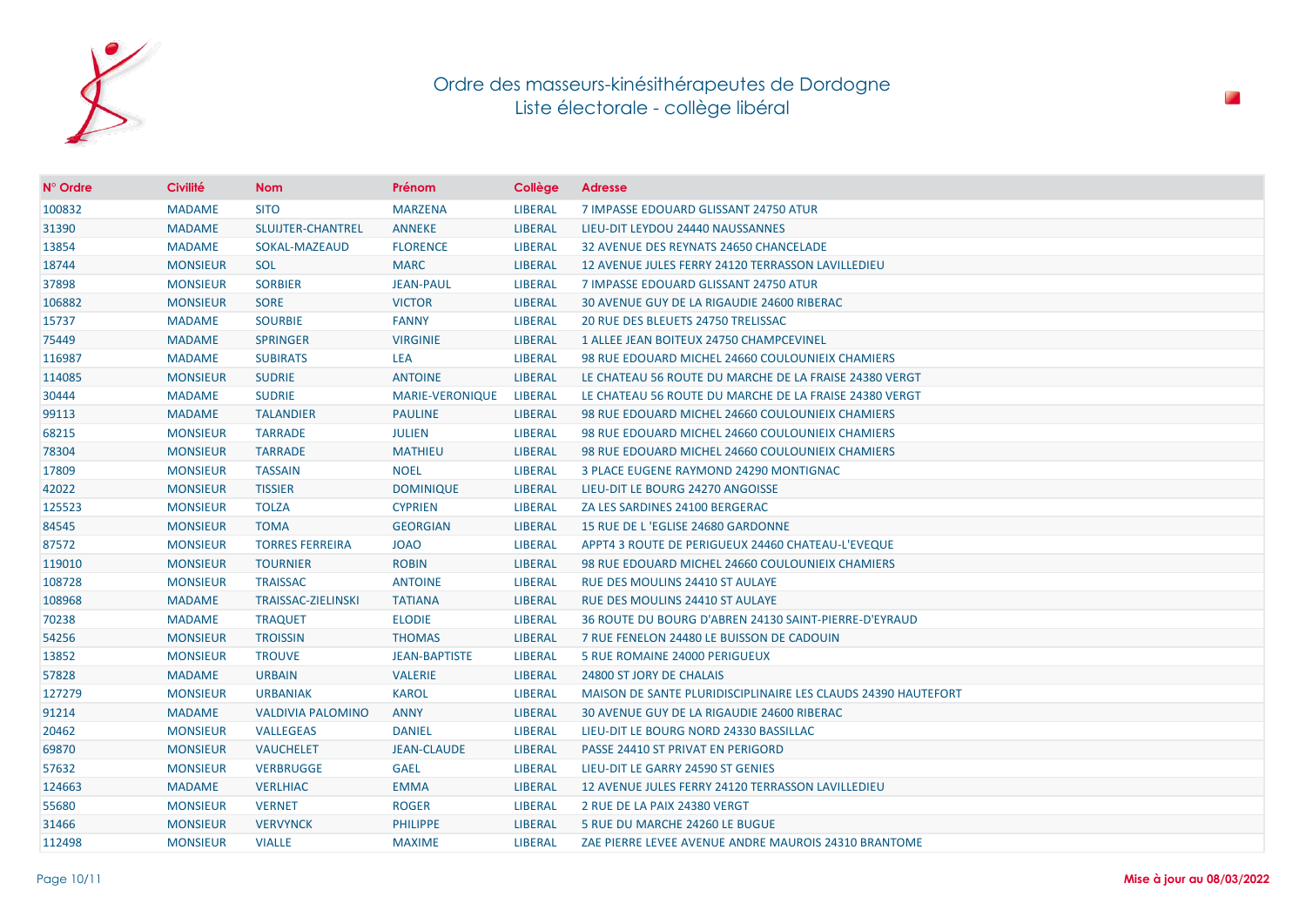# Ordre des masseurs-kinésithérapeutes de Dordogne
## Liste électorale - collège libéral

| N° Ordre | Civilité | Nom | Prénom | Collège | Adresse |
|---|---|---|---|---|---|
| 100832 | MADAME | SITO | MARZENA | LIBERAL | 7 IMPASSE EDOUARD GLISSANT 24750 ATUR |
| 31390 | MADAME | SLUIJTER-CHANTREL | ANNEKE | LIBERAL | LIEU-DIT LEYDOU 24440 NAUSSANNES |
| 13854 | MADAME | SOKAL-MAZEAUD | FLORENCE | LIBERAL | 32 AVENUE DES REYNATS 24650 CHANCELADE |
| 18744 | MONSIEUR | SOL | MARC | LIBERAL | 12 AVENUE JULES FERRY 24120 TERRASSON LAVILLEDIEU |
| 37898 | MONSIEUR | SORBIER | JEAN-PAUL | LIBERAL | 7 IMPASSE EDOUARD GLISSANT 24750 ATUR |
| 106882 | MONSIEUR | SORE | VICTOR | LIBERAL | 30 AVENUE GUY DE LA RIGAUDIE 24600 RIBERAC |
| 15737 | MADAME | SOURBIE | FANNY | LIBERAL | 20 RUE DES BLEUETS 24750 TRELISSAC |
| 75449 | MADAME | SPRINGER | VIRGINIE | LIBERAL | 1 ALLEE JEAN BOITEUX 24750 CHAMPCEVINEL |
| 116987 | MADAME | SUBIRATS | LEA | LIBERAL | 98 RUE EDOUARD MICHEL 24660 COULOUNIEIX CHAMIERS |
| 114085 | MONSIEUR | SUDRIE | ANTOINE | LIBERAL | LE CHATEAU 56 ROUTE DU MARCHE DE LA FRAISE 24380 VERGT |
| 30444 | MADAME | SUDRIE | MARIE-VERONIQUE | LIBERAL | LE CHATEAU 56 ROUTE DU MARCHE DE LA FRAISE 24380 VERGT |
| 99113 | MADAME | TALANDIER | PAULINE | LIBERAL | 98 RUE EDOUARD MICHEL 24660 COULOUNIEIX CHAMIERS |
| 68215 | MONSIEUR | TARRADE | JULIEN | LIBERAL | 98 RUE EDOUARD MICHEL 24660 COULOUNIEIX CHAMIERS |
| 78304 | MONSIEUR | TARRADE | MATHIEU | LIBERAL | 98 RUE EDOUARD MICHEL 24660 COULOUNIEIX CHAMIERS |
| 17809 | MONSIEUR | TASSAIN | NOEL | LIBERAL | 3 PLACE EUGENE RAYMOND 24290 MONTIGNAC |
| 42022 | MONSIEUR | TISSIER | DOMINIQUE | LIBERAL | LIEU-DIT LE BOURG 24270 ANGOISSE |
| 125523 | MONSIEUR | TOLZA | CYPRIEN | LIBERAL | ZA LES SARDINES 24100 BERGERAC |
| 84545 | MONSIEUR | TOMA | GEORGIAN | LIBERAL | 15 RUE DE L 'EGLISE 24680 GARDONNE |
| 87572 | MONSIEUR | TORRES FERREIRA | JOAO | LIBERAL | APPT4 3 ROUTE DE PERIGUEUX 24460 CHATEAU-L'EVEQUE |
| 119010 | MONSIEUR | TOURNIER | ROBIN | LIBERAL | 98 RUE EDOUARD MICHEL 24660 COULOUNIEIX CHAMIERS |
| 108728 | MONSIEUR | TRAISSAC | ANTOINE | LIBERAL | RUE DES MOULINS 24410 ST AULAYE |
| 108968 | MADAME | TRAISSAC-ZIELINSKI | TATIANA | LIBERAL | RUE DES MOULINS 24410 ST AULAYE |
| 70238 | MADAME | TRAQUET | ELODIE | LIBERAL | 36 ROUTE DU BOURG D'ABREN 24130 SAINT-PIERRE-D'EYRAUD |
| 54256 | MONSIEUR | TROISSIN | THOMAS | LIBERAL | 7 RUE FENELON 24480 LE BUISSON DE CADOUIN |
| 13852 | MONSIEUR | TROUVE | JEAN-BAPTISTE | LIBERAL | 5 RUE ROMAINE 24000 PERIGUEUX |
| 57828 | MADAME | URBAIN | VALERIE | LIBERAL | 24800 ST JORY DE CHALAIS |
| 127279 | MONSIEUR | URBANIAK | KAROL | LIBERAL | MAISON DE SANTE PLURIDISCIPLINAIRE LES CLAUDS 24390 HAUTEFORT |
| 91214 | MADAME | VALDIVIA PALOMINO | ANNY | LIBERAL | 30 AVENUE GUY DE LA RIGAUDIE 24600 RIBERAC |
| 20462 | MONSIEUR | VALLEGEAS | DANIEL | LIBERAL | LIEU-DIT LE BOURG NORD 24330 BASSILLAC |
| 69870 | MONSIEUR | VAUCHELET | JEAN-CLAUDE | LIBERAL | PASSE 24410 ST PRIVAT EN PERIGORD |
| 57632 | MONSIEUR | VERBRUGGE | GAEL | LIBERAL | LIEU-DIT LE GARRY 24590 ST GENIES |
| 124663 | MADAME | VERLHIAC | EMMA | LIBERAL | 12 AVENUE JULES FERRY 24120 TERRASSON LAVILLEDIEU |
| 55680 | MONSIEUR | VERNET | ROGER | LIBERAL | 2 RUE DE LA PAIX 24380 VERGT |
| 31466 | MONSIEUR | VERVYNCK | PHILIPPE | LIBERAL | 5 RUE DU MARCHE 24260 LE BUGUE |
| 112498 | MONSIEUR | VIALLE | MAXIME | LIBERAL | ZAE PIERRE LEVEE AVENUE ANDRE MAUROIS 24310 BRANTOME |

**Mise à jour au 08/03/2022**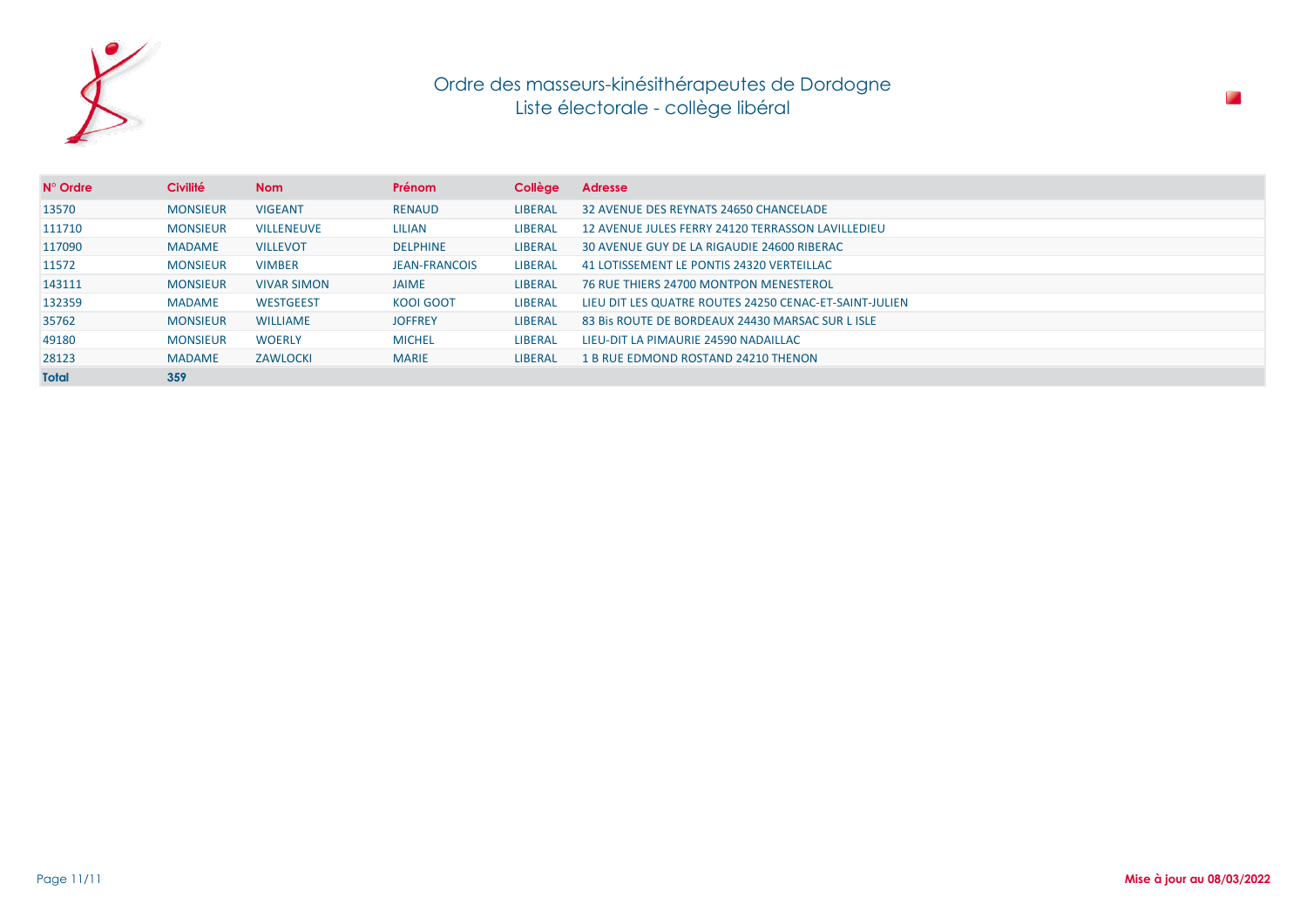# Ordre des masseurs-kinésithérapeutes de Dordogne
## Liste électorale - collège libéral

| N° Ordre | Civilité | Nom | Prénom | Collège | Adresse |
|---|---|---|---|---|---|
| 13570 | MONSIEUR | VIGEANT | RENAUD | LIBERAL | 32 AVENUE DES REYNATS 24650 CHANCELADE |
| 111710 | MONSIEUR | VILLENEUVE | LILIAN | LIBERAL | 12 AVENUE JULES FERRY 24120 TERRASSON LAVILLEDIEU |
| 117090 | MADAME | VILLEVOT | DELPHINE | LIBERAL | 30 AVENUE GUY DE LA RIGAUDIE 24600 RIBERAC |
| 11572 | MONSIEUR | VIMBER | JEAN-FRANCOIS | LIBERAL | 41 LOTISSEMENT LE PONTIS 24320 VERTEILLAC |
| 143111 | MONSIEUR | VIVAR SIMON | JAIME | LIBERAL | 76 RUE THIERS 24700 MONTPON MENESTEROL |
| 132359 | MADAME | WESTGEEST | KOOI GOOT | LIBERAL | LIEU DIT LES QUATRE ROUTES 24250 CENAC-ET-SAINT-JULIEN |
| 35762 | MONSIEUR | WILLIAME | JOFFREY | LIBERAL | 83 Bis ROUTE DE BORDEAUX 24430 MARSAC SUR L ISLE |
| 49180 | MONSIEUR | WOERLY | MICHEL | LIBERAL | LIEU-DIT LA PIMAURIE 24590 NADAILLAC |
| 28123 | MADAME | ZAWLOCKI | MARIE | LIBERAL | 1 B RUE EDMOND ROSTAND 24210 THENON |
| **Total** | **359** | | | | |

**Mise à jour au 08/03/2022**